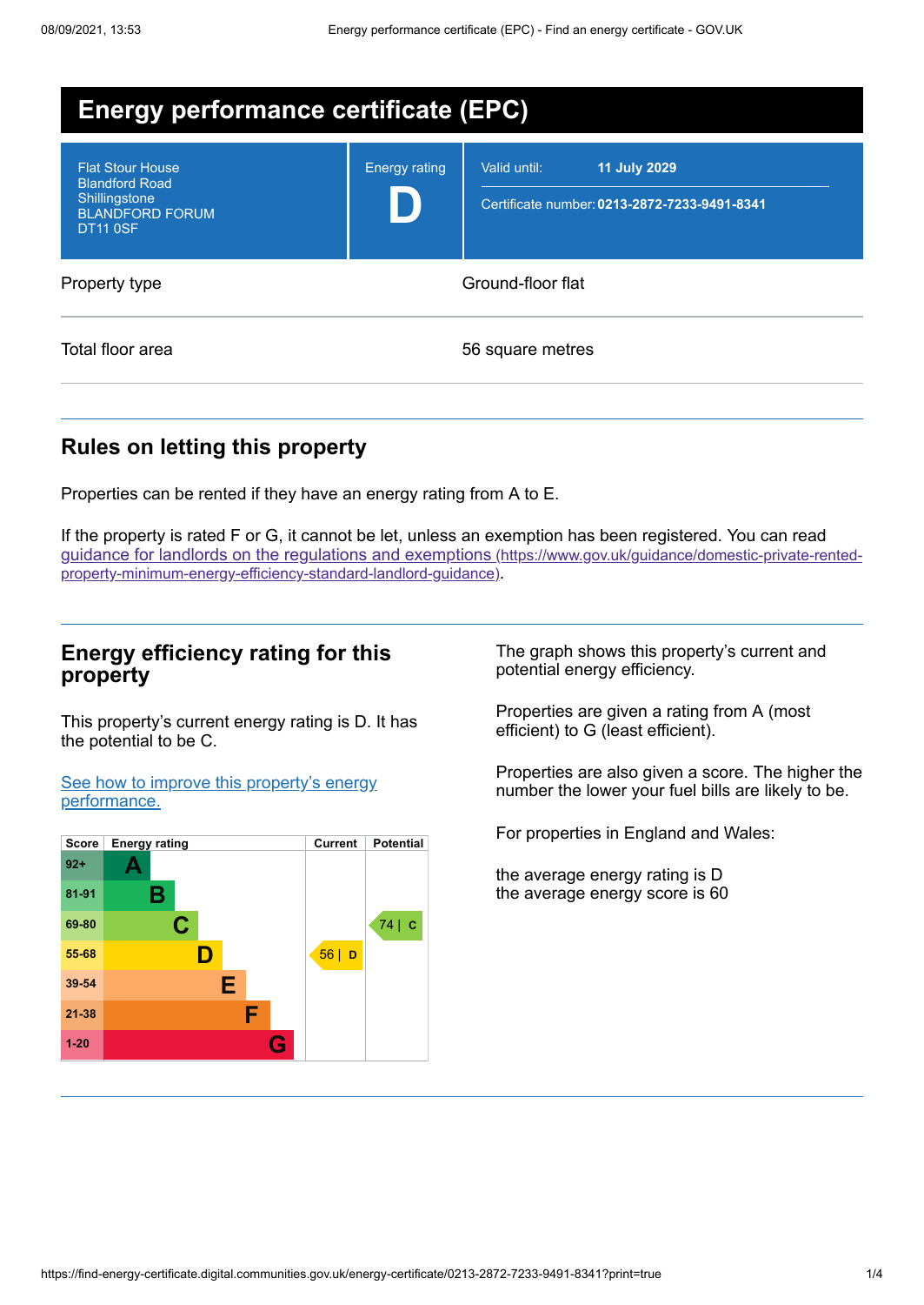# Energy performance certificate (EPC)

| | | |
|---|---|---|
| Flat Stour House<br>Blandford Road<br>Shillingstone<br>BLANDFORD FORUM<br>DT11 0SF | Energy rating<br>**D** | Valid until: **11 July 2029**<br>Certificate number: **0213-2872-7233-9491-8341** |

| | |
|---|---|
| Property type | Ground-floor flat |
| Total floor area | 56 square metres |

## Rules on letting this property

Properties can be rented if they have an energy rating from A to E.

If the property is rated F or G, it cannot be let, unless an exemption has been registered. You can read guidance for landlords on the regulations and exemptions (https://www.gov.uk/guidance/domestic-private-rented-property-minimum-energy-efficiency-standard-landlord-guidance).

## Energy efficiency rating for this property

This property's current energy rating is D. It has the potential to be C.

See how to improve this property's energy performance.

| Score | Energy rating | Current | Potential |
|---|---|---|---|
| 92+ | A | | |
| 81-91 | B | | |
| 69-80 | C | | 74 \| C |
| 55-68 | D | 56 \| D | |
| 39-54 | E | | |
| 21-38 | F | | |
| 1-20 | G | | |

The graph shows this property's current and potential energy efficiency.

Properties are given a rating from A (most efficient) to G (least efficient).

Properties are also given a score. The higher the number the lower your fuel bills are likely to be.

For properties in England and Wales:

the average energy rating is D
the average energy score is 60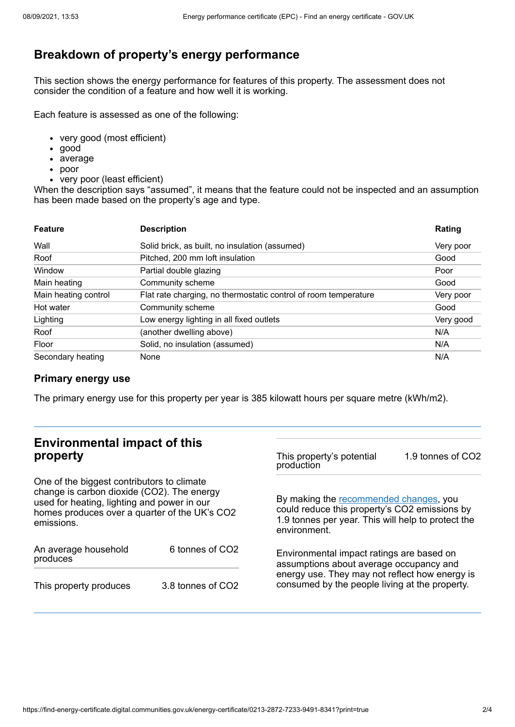## Breakdown of property's energy performance

This section shows the energy performance for features of this property. The assessment does not consider the condition of a feature and how well it is working.

Each feature is assessed as one of the following:

- very good (most efficient)
- good
- average
- poor
- very poor (least efficient)

When the description says "assumed", it means that the feature could not be inspected and an assumption has been made based on the property's age and type.

| Feature | Description | Rating |
| --- | --- | --- |
| Wall | Solid brick, as built, no insulation (assumed) | Very poor |
| Roof | Pitched, 200 mm loft insulation | Good |
| Window | Partial double glazing | Poor |
| Main heating | Community scheme | Good |
| Main heating control | Flat rate charging, no thermostatic control of room temperature | Very poor |
| Hot water | Community scheme | Good |
| Lighting | Low energy lighting in all fixed outlets | Very good |
| Roof | (another dwelling above) | N/A |
| Floor | Solid, no insulation (assumed) | N/A |
| Secondary heating | None | N/A |

### Primary energy use

The primary energy use for this property per year is 385 kilowatt hours per square metre (kWh/m2).

## Environmental impact of this property

One of the biggest contributors to climate change is carbon dioxide ($CO_2$). The energy used for heating, lighting and power in our homes produces over a quarter of the UK's $CO_2$ emissions.

| | |
| --- | --- |
| An average household produces | 6 tonnes of $CO_2$ |
| This property produces | 3.8 tonnes of $CO_2$ |
| This property's potential production | 1.9 tonnes of $CO_2$ |

By making the recommended changes, you could reduce this property's $CO_2$ emissions by 1.9 tonnes per year. This will help to protect the environment.

Environmental impact ratings are based on assumptions about average occupancy and energy use. They may not reflect how energy is consumed by the people living at the property.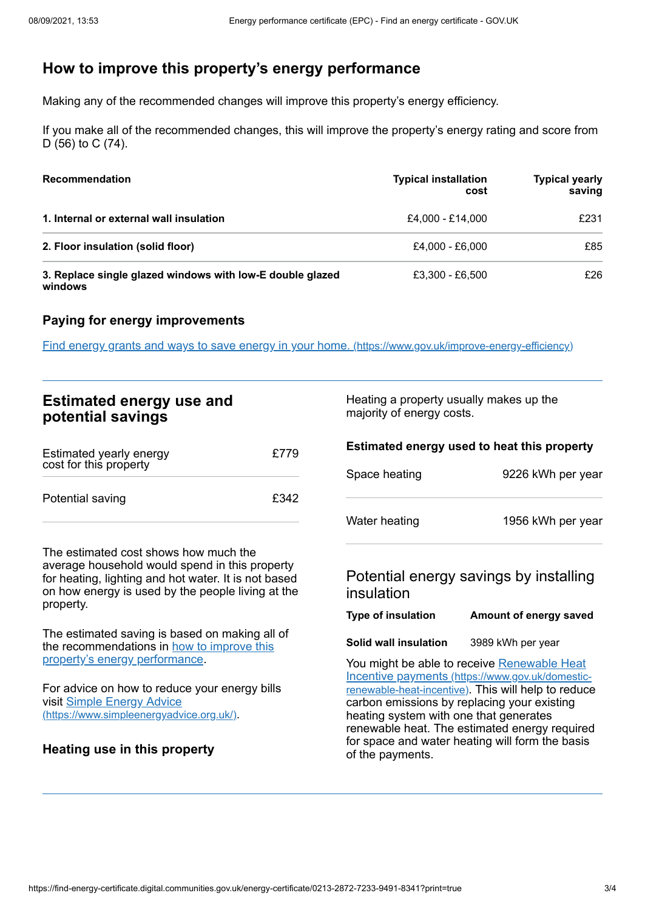## How to improve this property's energy performance

Making any of the recommended changes will improve this property's energy efficiency.

If you make all of the recommended changes, this will improve the property's energy rating and score from D (56) to C (74).

| Recommendation | Typical installation cost | Typical yearly saving |
| --- | --- | --- |
| **1. Internal or external wall insulation** | £4,000 - £14,000 | £231 |
| **2. Floor insulation (solid floor)** | £4,000 - £6,000 | £85 |
| **3. Replace single glazed windows with low-E double glazed windows** | £3,300 - £6,500 | £26 |

### Paying for energy improvements

[Find energy grants and ways to save energy in your home. (https://www.gov.uk/improve-energy-efficiency)](https://www.gov.uk/improve-energy-efficiency)

## Estimated energy use and potential savings

| | |
| --- | --- |
| Estimated yearly energy cost for this property | £779 |
| Potential saving | £342 |

The estimated cost shows how much the average household would spend in this property for heating, lighting and hot water. It is not based on how energy is used by the people living at the property.

The estimated saving is based on making all of the recommendations in how to improve this property's energy performance.

For advice on how to reduce your energy bills visit [Simple Energy Advice (https://www.simpleenergyadvice.org.uk/)](https://www.simpleenergyadvice.org.uk/).

### Heating use in this property

Heating a property usually makes up the majority of energy costs.

### Estimated energy used to heat this property

| | |
| --- | --- |
| Space heating | 9226 kWh per year |
| Water heating | 1956 kWh per year |

### Potential energy savings by installing insulation

| Type of insulation | Amount of energy saved |
| --- | --- |
| **Solid wall insulation** | 3989 kWh per year |

You might be able to receive [Renewable Heat Incentive payments (https://www.gov.uk/domestic-renewable-heat-incentive)](https://www.gov.uk/domestic-renewable-heat-incentive). This will help to reduce carbon emissions by replacing your existing heating system with one that generates renewable heat. The estimated energy required for space and water heating will form the basis of the payments.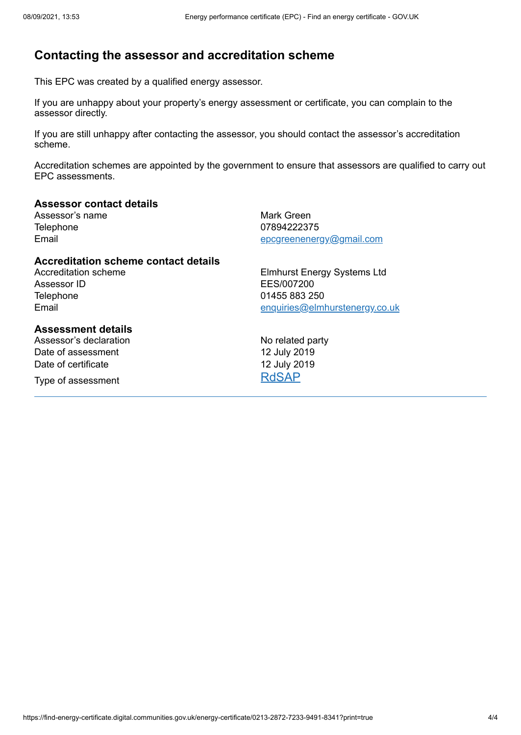## Contacting the assessor and accreditation scheme

This EPC was created by a qualified energy assessor.

If you are unhappy about your property's energy assessment or certificate, you can complain to the assessor directly.

If you are still unhappy after contacting the assessor, you should contact the assessor's accreditation scheme.

Accreditation schemes are appointed by the government to ensure that assessors are qualified to carry out EPC assessments.

### Assessor contact details

| | |
|---|---|
| Assessor's name | Mark Green |
| Telephone | 07894222375 |
| Email | epcgreenenergy@gmail.com |

### Accreditation scheme contact details

| | |
|---|---|
| Accreditation scheme | Elmhurst Energy Systems Ltd |
| Assessor ID | EES/007200 |
| Telephone | 01455 883 250 |
| Email | enquiries@elmhurstenergy.co.uk |

### Assessment details

| | |
|---|---|
| Assessor's declaration | No related party |
| Date of assessment | 12 July 2019 |
| Date of certificate | 12 July 2019 |
| Type of assessment | RdSAP |